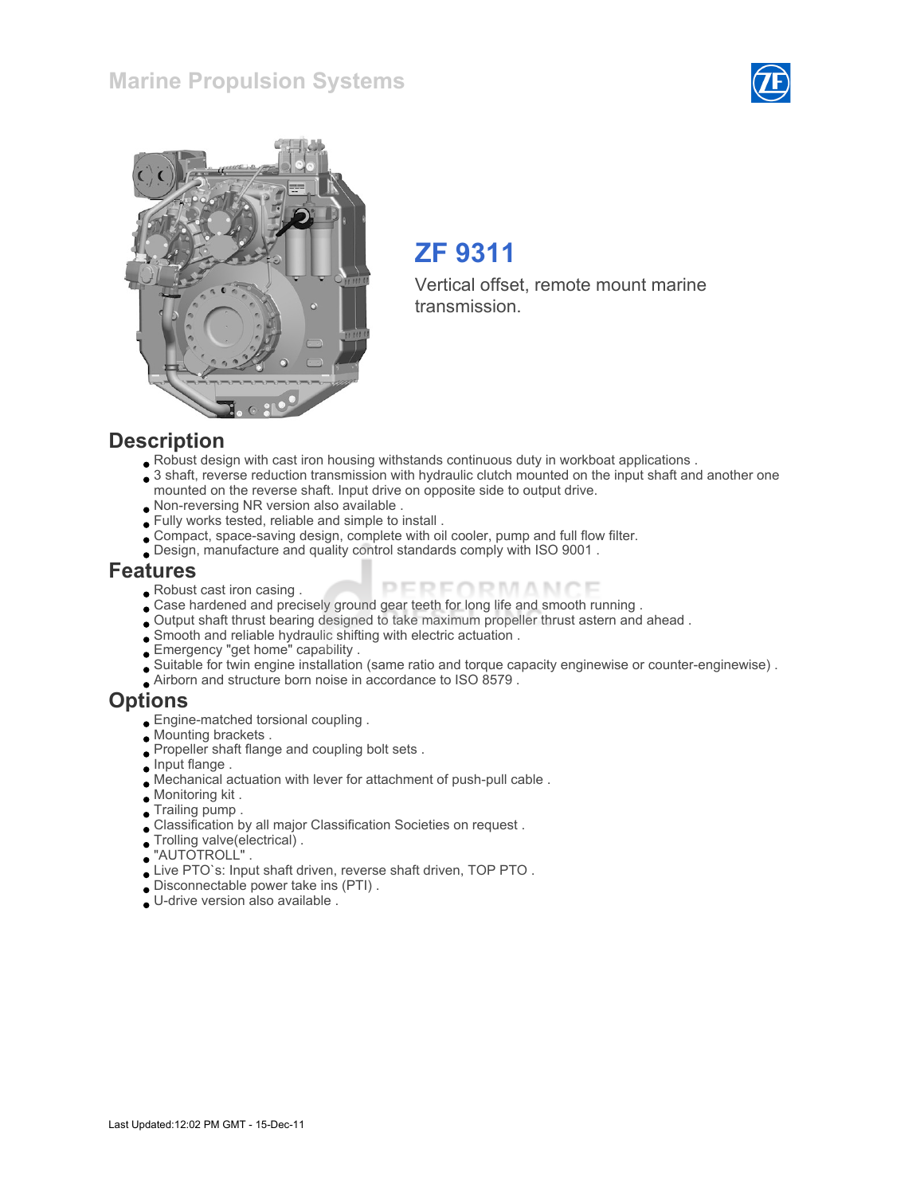# Marine Propulsion Systems

## ZF 9311

Vertical offset, remote mount marine transmission.

## Description

- Robust design with cast iron housing withstands continuous duty in workboat applications .
- 3 shaft, reverse reduction transmission with hydraulic clutch mounted on the input shaft and another one mounted on the reverse shaft. Input drive on opposite side to output drive.
- Non-reversing NR version also available .
- Fully works tested, reliable and simple to install .
- Compact, space-saving design, complete with oil cooler, pump and full flow filter.
- Design, manufacture and quality control standards comply with ISO 9001 .

## Features

- Robust cast iron casing .
- Case hardened and precisely ground gear teeth for long life and smooth running .
- Output shaft thrust bearing designed to take maximum propeller thrust astern and ahead .
- Smooth and reliable hydraulic shifting with electric actuation .
- Emergency "get home" capability .
- Suitable for twin engine installation (same ratio and torque capacity enginewise or counter-enginewise) .
- Airborn and structure born noise in accordance to ISO 8579 .

## Options

- Engine-matched torsional coupling .
- Mounting brackets .
- Propeller shaft flange and coupling bolt sets .
- Input flange .
- Mechanical actuation with lever for attachment of push-pull cable .
- Monitoring kit .
- Trailing pump .
- Classification by all major Classification Societies on request .
- Trolling valve(electrical) .
- "AUTOTROLL" .
- Live PTO`s: Input shaft driven, reverse shaft driven, TOP PTO .
- Disconnectable power take ins (PTI) .
- U-drive version also available .

Last Updated:12:02 PM GMT - 15-Dec-11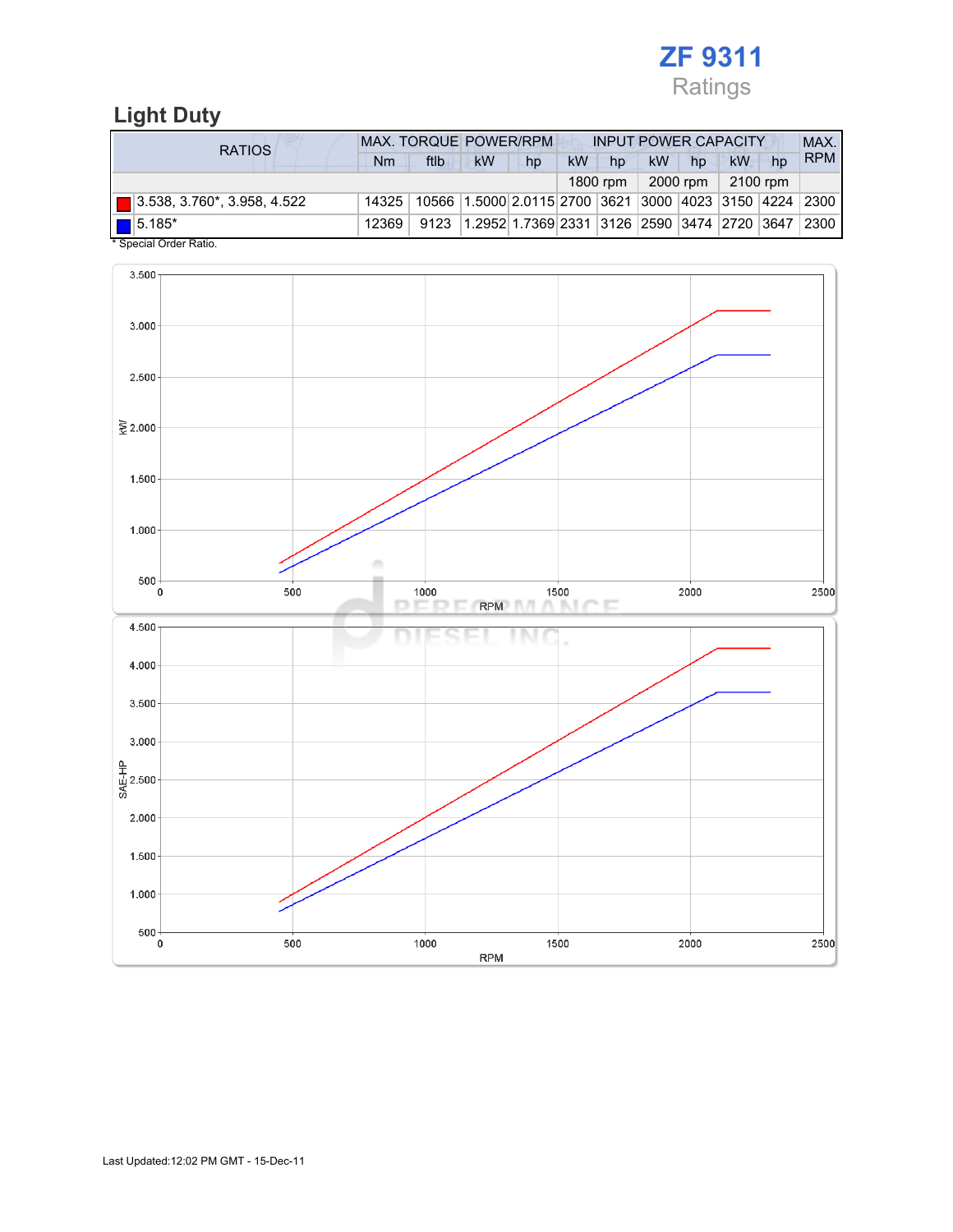# ZF 9311
Ratings

## Light Duty

| RATIOS | MAX. TORQUE | | POWER/RPM | | INPUT POWER CAPACITY | | | | | | MAX. RPM |
|---|---|---|---|---|---|---|---|---|---|---|---|
| | Nm | ftlb | kW | hp | kW | hp | kW | hp | kW | hp | |
| | | | | | 1800 rpm | | 2000 rpm | | 2100 rpm | | |
| 3.538, 3.760*, 3.958, 4.522 | 14325 | 10566 | 1.5000 | 2.0115 | 2700 | 3621 | 3000 | 4023 | 3150 | 4224 | 2300 |
| 5.185* | 12369 | 9123 | 1.2952 | 1.7369 | 2331 | 3126 | 2590 | 3474 | 2720 | 3647 | 2300 |

* Special Order Ratio.

Last Updated:12:02 PM GMT - 15-Dec-11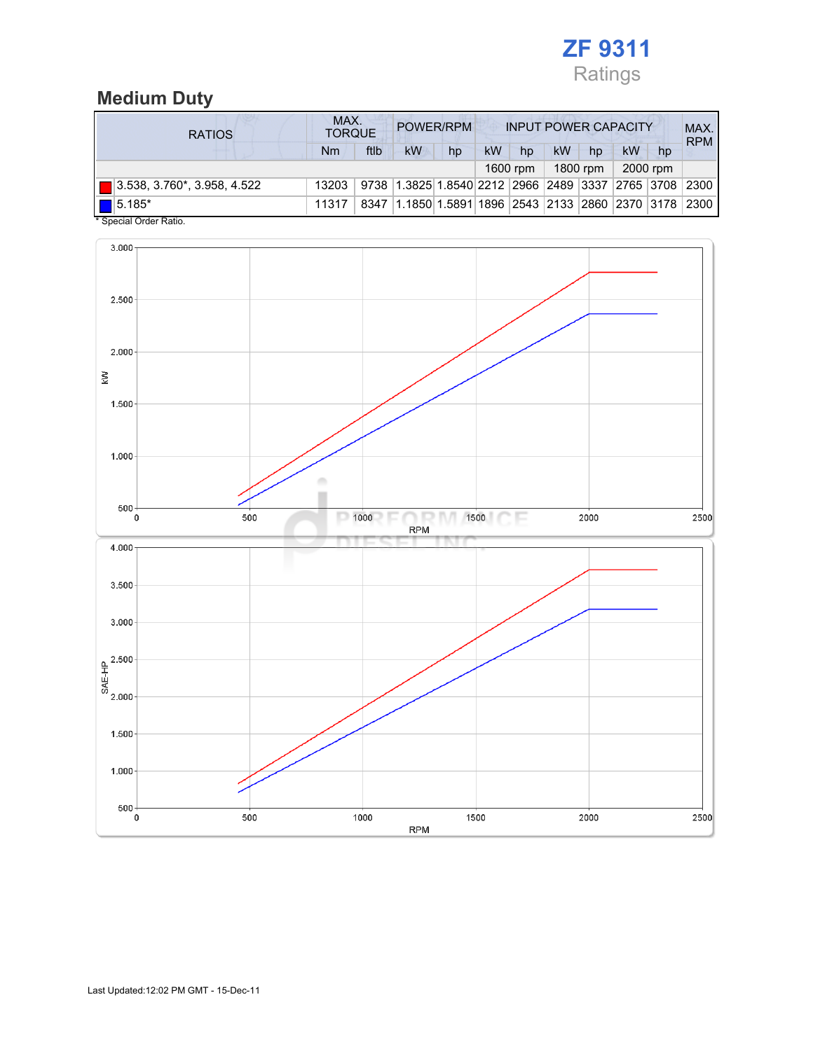# ZF 9311

Ratings

## Medium Duty

| RATIOS | MAX. TORQUE | | POWER/RPM | | INPUT POWER CAPACITY | | | | | | MAX. RPM |
|---|---|---|---|---|---|---|---|---|---|---|---|
| | Nm | ftlb | kW | hp | kW | hp | kW | hp | kW | hp | |
| | | | | | 1600 rpm | | 1800 rpm | | 2000 rpm | | |
| 3.538, 3.760*, 3.958, 4.522 | 13203 | 9738 | 1.3825 | 1.8540 | 2212 | 2966 | 2489 | 3337 | 2765 | 3708 | 2300 |
| 5.185* | 11317 | 8347 | 1.1850 | 1.5891 | 1896 | 2543 | 2133 | 2860 | 2370 | 3178 | 2300 |

* Special Order Ratio.

Last Updated:12:02 PM GMT - 15-Dec-11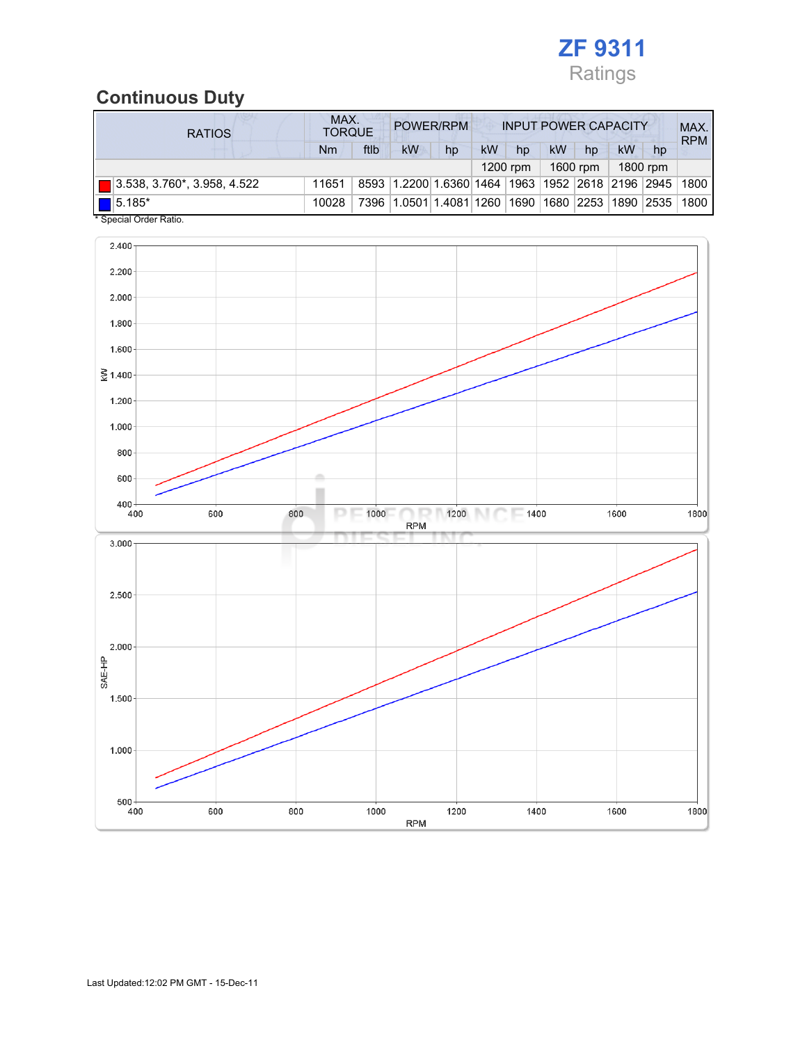# ZF 9311

Ratings

## Continuous Duty

| RATIOS | MAX. TORQUE | | POWER/RPM | | INPUT POWER CAPACITY | | | | | | MAX. RPM |
|---|---|---|---|---|---|---|---|---|---|---|---|
| | Nm | ftlb | kW | hp | kW | hp | kW | hp | kW | hp | |
| | | | | | 1200 rpm | | 1600 rpm | | 1800 rpm | | |
| 3.538, 3.760*, 3.958, 4.522 | 11651 | 8593 | 1.2200 | 1.6360 | 1464 | 1963 | 1952 | 2618 | 2196 | 2945 | 1800 |
| 5.185* | 10028 | 7396 | 1.0501 | 1.4081 | 1260 | 1690 | 1680 | 2253 | 1890 | 2535 | 1800 |

* Special Order Ratio.

Last Updated:12:02 PM GMT - 15-Dec-11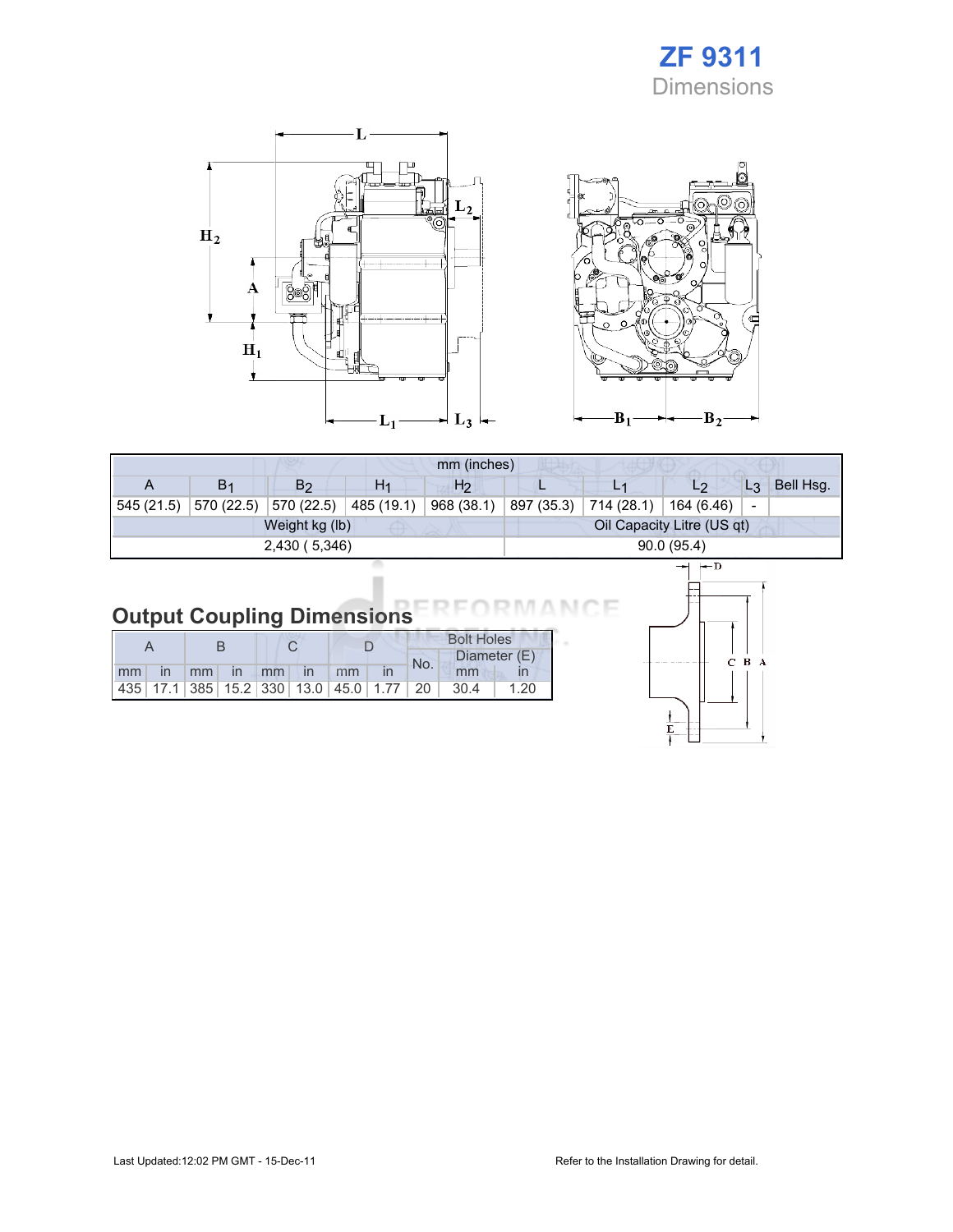# ZF 9311

## Dimensions

| mm (inches) | | | | | | | | | |
|---|---|---|---|---|---|---|---|---|---|
| A | $B_1$ | $B_2$ | $H_1$ | $H_2$ | L | $L_1$ | $L_2$ | $L_3$ | Bell Hsg. |
| 545 (21.5) | 570 (22.5) | 570 (22.5) | 485 (19.1) | 968 (38.1) | 897 (35.3) | 714 (28.1) | 164 (6.46) | - | |
| Weight kg (lb) | | | | | Oil Capacity Litre (US qt) | | | | |
| 2,430 ( 5,346) | | | | | 90.0 (95.4) | | | | |

## Output Coupling Dimensions

| A | | B | | C | | D | | Bolt Holes | | |
|---|---|---|---|---|---|---|---|---|---|---|
| | | | | | | | | No. | Diameter (E) | |
| mm | in | mm | in | mm | in | mm | in | | mm | in |
| 435 | 17.1 | 385 | 15.2 | 330 | 13.0 | 45.0 | 1.77 | 20 | 30.4 | 1.20 |

Last Updated:12:02 PM GMT - 15-Dec-11

Refer to the Installation Drawing for detail.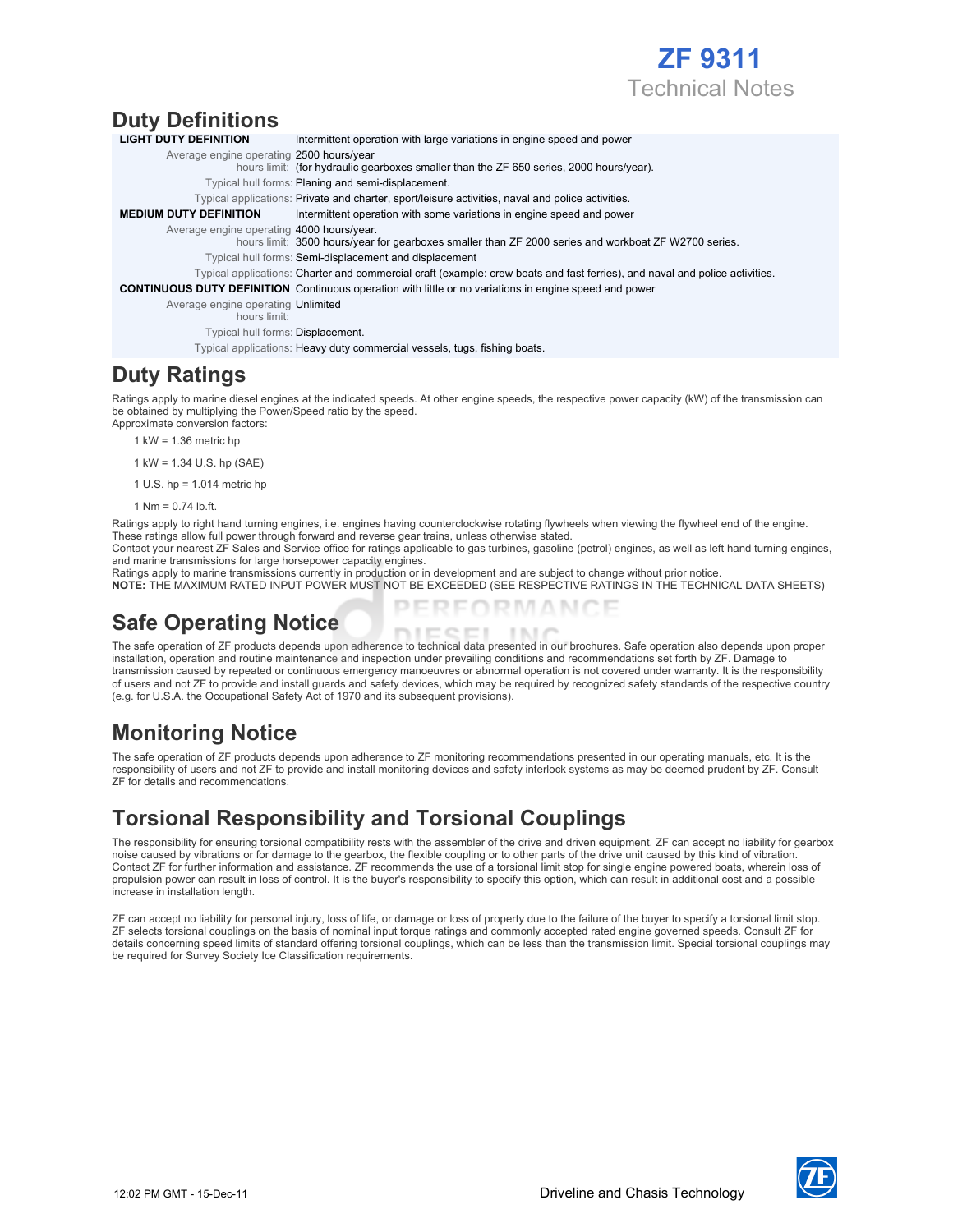# ZF 9311
Technical Notes

## Duty Definitions

| | |
|---|---|
| **LIGHT DUTY DEFINITION** | Intermittent operation with large variations in engine speed and power |
| Average engine operating hours limit: | 2500 hours/year (for hydraulic gearboxes smaller than the ZF 650 series, 2000 hours/year). |
| Typical hull forms: | Planing and semi-displacement. |
| Typical applications: | Private and charter, sport/leisure activities, naval and police activities. |
| **MEDIUM DUTY DEFINITION** | Intermittent operation with some variations in engine speed and power |
| Average engine operating hours limit: | 4000 hours/year. 3500 hours/year for gearboxes smaller than ZF 2000 series and workboat ZF W2700 series. |
| Typical hull forms: | Semi-displacement and displacement |
| Typical applications: | Charter and commercial craft (example: crew boats and fast ferries), and naval and police activities. |
| **CONTINUOUS DUTY DEFINITION** | Continuous operation with little or no variations in engine speed and power |
| Average engine operating hours limit: | Unlimited |
| Typical hull forms: | Displacement. |
| Typical applications: | Heavy duty commercial vessels, tugs, fishing boats. |

## Duty Ratings

Ratings apply to marine diesel engines at the indicated speeds. At other engine speeds, the respective power capacity (kW) of the transmission can be obtained by multiplying the Power/Speed ratio by the speed.
Approximate conversion factors:

1 kW = 1.36 metric hp

1 kW = 1.34 U.S. hp (SAE)

1 U.S. hp = 1.014 metric hp

1 Nm = 0.74 lb.ft.

Ratings apply to right hand turning engines, i.e. engines having counterclockwise rotating flywheels when viewing the flywheel end of the engine.
These ratings allow full power through forward and reverse gear trains, unless otherwise stated.
Contact your nearest ZF Sales and Service office for ratings applicable to gas turbines, gasoline (petrol) engines, as well as left hand turning engines, and marine transmissions for large horsepower capacity engines.
Ratings apply to marine transmissions currently in production or in development and are subject to change without prior notice.
**NOTE:** THE MAXIMUM RATED INPUT POWER MUST NOT BE EXCEEDED (SEE RESPECTIVE RATINGS IN THE TECHNICAL DATA SHEETS)

## Safe Operating Notice

The safe operation of ZF products depends upon adherence to technical data presented in our brochures. Safe operation also depends upon proper installation, operation and routine maintenance and inspection under prevailing conditions and recommendations set forth by ZF. Damage to transmission caused by repeated or continuous emergency manoeuvres or abnormal operation is not covered under warranty. It is the responsibility of users and not ZF to provide and install guards and safety devices, which may be required by recognized safety standards of the respective country (e.g. for U.S.A. the Occupational Safety Act of 1970 and its subsequent provisions).

## Monitoring Notice

The safe operation of ZF products depends upon adherence to ZF monitoring recommendations presented in our operating manuals, etc. It is the responsibility of users and not ZF to provide and install monitoring devices and safety interlock systems as may be deemed prudent by ZF. Consult ZF for details and recommendations.

## Torsional Responsibility and Torsional Couplings

The responsibility for ensuring torsional compatibility rests with the assembler of the drive and driven equipment. ZF can accept no liability for gearbox noise caused by vibrations or for damage to the gearbox, the flexible coupling or to other parts of the drive unit caused by this kind of vibration. Contact ZF for further information and assistance. ZF recommends the use of a torsional limit stop for single engine powered boats, wherein loss of propulsion power can result in loss of control. It is the buyer's responsibility to specify this option, which can result in additional cost and a possible increase in installation length.

ZF can accept no liability for personal injury, loss of life, or damage or loss of property due to the failure of the buyer to specify a torsional limit stop. ZF selects torsional couplings on the basis of nominal input torque ratings and commonly accepted rated engine governed speeds. Consult ZF for details concerning speed limits of standard offering torsional couplings, which can be less than the transmission limit. Special torsional couplings may be required for Survey Society Ice Classification requirements.